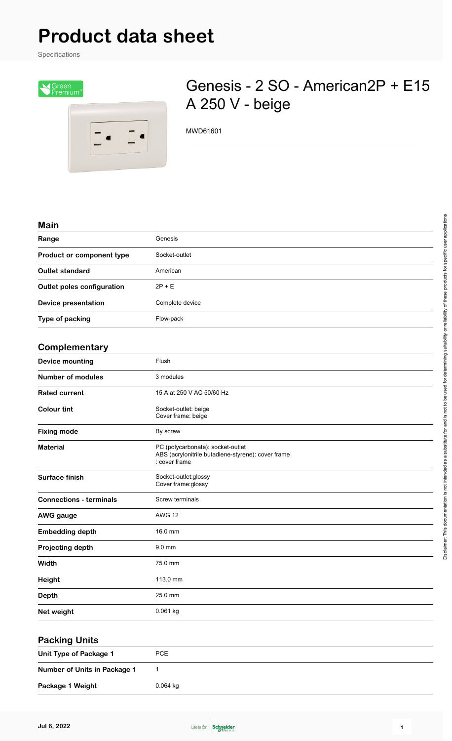# Product data sheet

Specifications

## Genesis - 2 SO - American2P + E15 A 250 V - beige

MWD61601

### Main

| | |
|---|---|
| **Range** | Genesis |
| **Product or component type** | Socket-outlet |
| **Outlet standard** | American |
| **Outlet poles configuration** | 2P + E |
| **Device presentation** | Complete device |
| **Type of packing** | Flow-pack |

### Complementary

| | |
|---|---|
| **Device mounting** | Flush |
| **Number of modules** | 3 modules |
| **Rated current** | 15 A at 250 V AC 50/60 Hz |
| **Colour tint** | Socket-outlet: beige<br>Cover frame: beige |
| **Fixing mode** | By screw |
| **Material** | PC (polycarbonate): socket-outlet<br>ABS (acrylonitrile butadiene-styrene): cover frame<br>: cover frame |
| **Surface finish** | Socket-outlet:glossy<br>Cover frame:glossy |
| **Connections - terminals** | Screw terminals |
| **AWG gauge** | AWG 12 |
| **Embedding depth** | 16.0 mm |
| **Projecting depth** | 9.0 mm |
| **Width** | 75.0 mm |
| **Height** | 113.0 mm |
| **Depth** | 25.0 mm |
| **Net weight** | 0.061 kg |

### Packing Units

| | |
|---|---|
| **Unit Type of Package 1** | PCE |
| **Number of Units in Package 1** | 1 |
| **Package 1 Weight** | 0.064 kg |

Disclaimer: This documentation is not intended as a substitute for and is not to be used for determining suitability or reliability of these products for specific user applications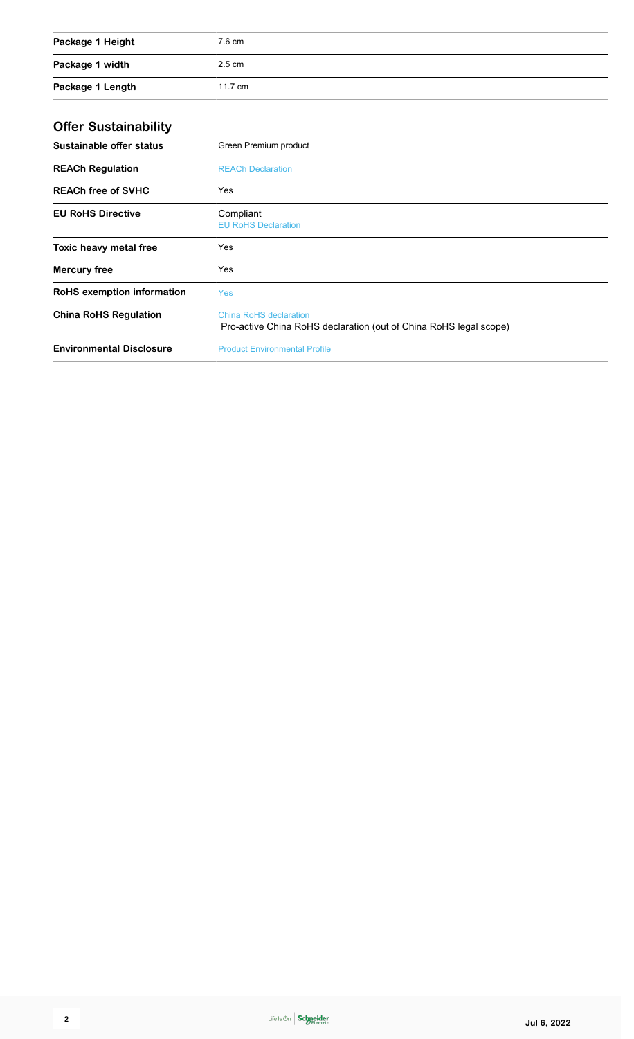| | |
|---|---|
| **Package 1 Height** | 7.6 cm |
| **Package 1 width** | 2.5 cm |
| **Package 1 Length** | 11.7 cm |

## Offer Sustainability

| | |
|---|---|
| **Sustainable offer status** | Green Premium product |
| **REACh Regulation** | REACh Declaration |
| **REACh free of SVHC** | Yes |
| **EU RoHS Directive** | Compliant<br>EU RoHS Declaration |
| **Toxic heavy metal free** | Yes |
| **Mercury free** | Yes |
| **RoHS exemption information** | Yes |
| **China RoHS Regulation** | China RoHS declaration<br>Pro-active China RoHS declaration (out of China RoHS legal scope) |
| **Environmental Disclosure** | Product Environmental Profile |